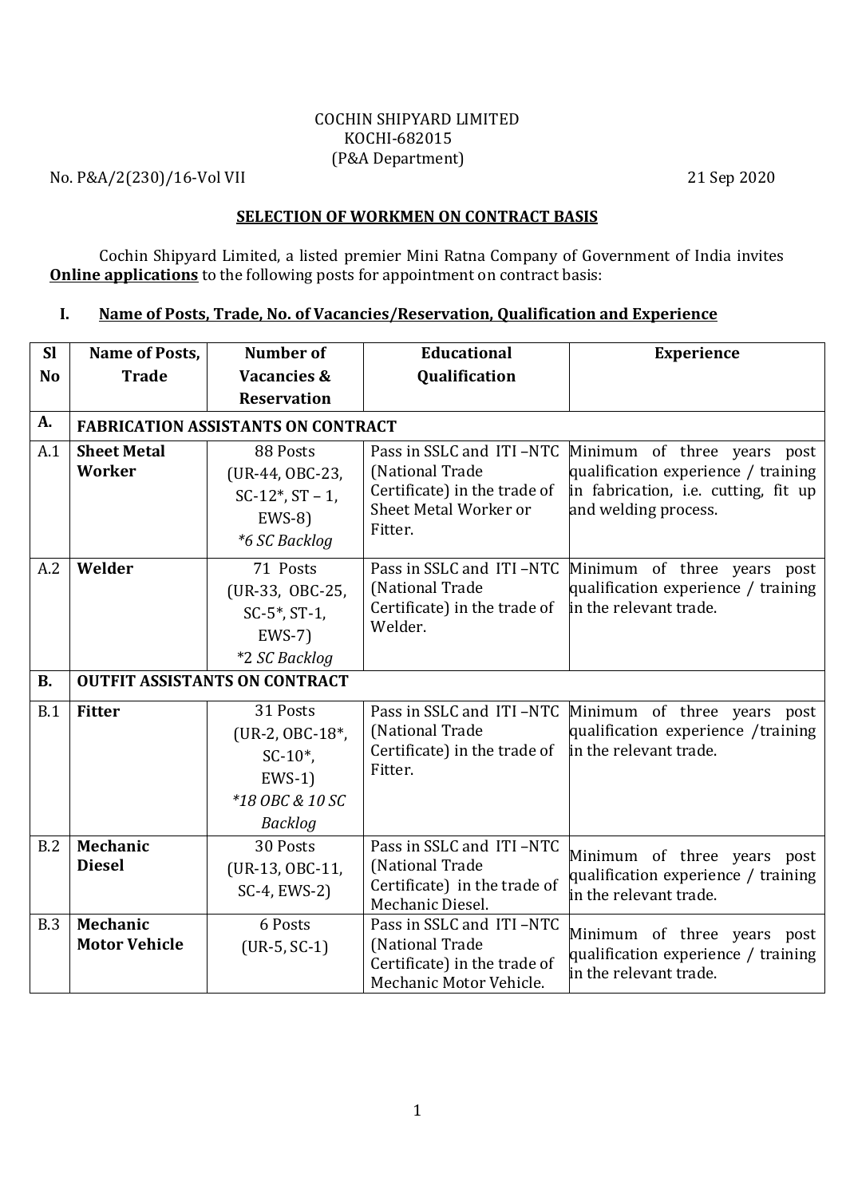COCHIN SHIPYARD LIMITED
KOCHI-682015
(P&A Department)

No. P&A/2(230)/16-Vol VII 21 Sep 2020

## SELECTION OF WORKMEN ON CONTRACT BASIS

Cochin Shipyard Limited, a listed premier Mini Ratna Company of Government of India invites **Online applications** to the following posts for appointment on contract basis:

### I. Name of Posts, Trade, No. of Vacancies/Reservation, Qualification and Experience

| Sl No | Name of Posts, Trade | Number of Vacancies & Reservation | Educational Qualification | Experience |
|---|---|---|---|---|
| **A.** | **FABRICATION ASSISTANTS ON CONTRACT** | | | |
| A.1 | **Sheet Metal Worker** | 88 Posts (UR-44, OBC-23, SC-12*, ST – 1, EWS-8) *\*6 SC Backlog* | Pass in SSLC and ITI –NTC (National Trade Certificate) in the trade of Sheet Metal Worker or Fitter. | Minimum of three years post qualification experience / training in fabrication, i.e. cutting, fit up and welding process. |
| A.2 | **Welder** | 71 Posts (UR-33, OBC-25, SC-5*, ST-1, EWS-7) *\*2 SC Backlog* | Pass in SSLC and ITI –NTC (National Trade Certificate) in the trade of Welder. | Minimum of three years post qualification experience / training in the relevant trade. |
| **B.** | **OUTFIT ASSISTANTS ON CONTRACT** | | | |
| B.1 | **Fitter** | 31 Posts (UR-2, OBC-18*, SC-10*, EWS-1) *\*18 OBC & 10 SC Backlog* | Pass in SSLC and ITI –NTC (National Trade Certificate) in the trade of Fitter. | Minimum of three years post qualification experience /training in the relevant trade. |
| B.2 | **Mechanic Diesel** | 30 Posts (UR-13, OBC-11, SC-4, EWS-2) | Pass in SSLC and ITI –NTC (National Trade Certificate) in the trade of Mechanic Diesel. | Minimum of three years post qualification experience / training in the relevant trade. |
| B.3 | **Mechanic Motor Vehicle** | 6 Posts (UR-5, SC-1) | Pass in SSLC and ITI –NTC (National Trade Certificate) in the trade of Mechanic Motor Vehicle. | Minimum of three years post qualification experience / training in the relevant trade. |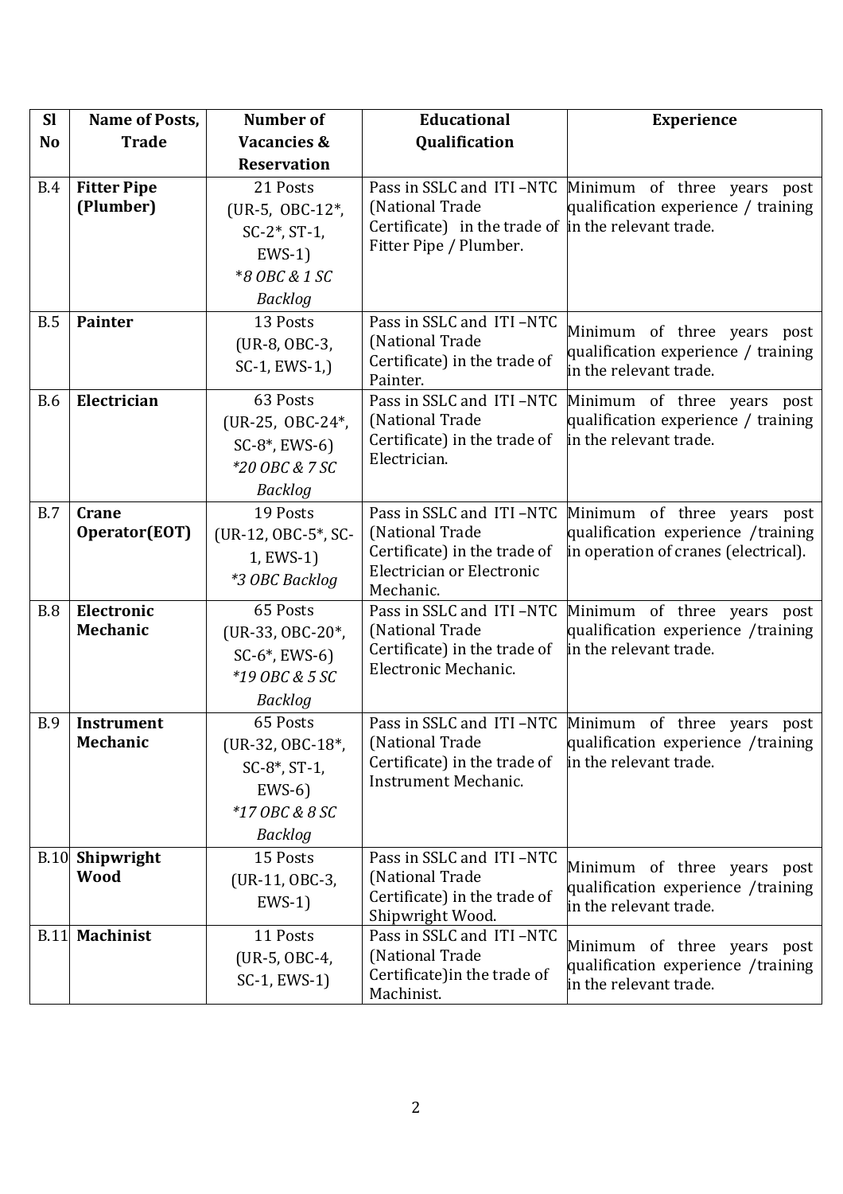| Sl No | Name of Posts, Trade | Number of Vacancies & Reservation | Educational Qualification | Experience |
|---|---|---|---|---|
| B.4 | **Fitter Pipe (Plumber)** | 21 Posts (UR-5, OBC-12*, SC-2*, ST-1, EWS-1) *\*8 OBC & 1 SC Backlog* | Pass in SSLC and ITI –NTC (National Trade Certificate) in the trade of Fitter Pipe / Plumber. | Minimum of three years post qualification experience / training in the relevant trade. |
| B.5 | **Painter** | 13 Posts (UR-8, OBC-3, SC-1, EWS-1,) | Pass in SSLC and ITI –NTC (National Trade Certificate) in the trade of Painter. | Minimum of three years post qualification experience / training in the relevant trade. |
| B.6 | **Electrician** | 63 Posts (UR-25, OBC-24*, SC-8*, EWS-6) *\*20 OBC & 7 SC Backlog* | Pass in SSLC and ITI –NTC (National Trade Certificate) in the trade of Electrician. | Minimum of three years post qualification experience / training in the relevant trade. |
| B.7 | **Crane Operator(EOT)** | 19 Posts (UR-12, OBC-5*, SC-1, EWS-1) *\*3 OBC Backlog* | Pass in SSLC and ITI –NTC (National Trade Certificate) in the trade of Electrician or Electronic Mechanic. | Minimum of three years post qualification experience /training in operation of cranes (electrical). |
| B.8 | **Electronic Mechanic** | 65 Posts (UR-33, OBC-20*, SC-6*, EWS-6) *\*19 OBC & 5 SC Backlog* | Pass in SSLC and ITI –NTC (National Trade Certificate) in the trade of Electronic Mechanic. | Minimum of three years post qualification experience /training in the relevant trade. |
| B.9 | **Instrument Mechanic** | 65 Posts (UR-32, OBC-18*, SC-8*, ST-1, EWS-6) *\*17 OBC & 8 SC Backlog* | Pass in SSLC and ITI –NTC (National Trade Certificate) in the trade of Instrument Mechanic. | Minimum of three years post qualification experience /training in the relevant trade. |
| B.10 | **Shipwright Wood** | 15 Posts (UR-11, OBC-3, EWS-1) | Pass in SSLC and ITI –NTC (National Trade Certificate) in the trade of Shipwright Wood. | Minimum of three years post qualification experience /training in the relevant trade. |
| B.11 | **Machinist** | 11 Posts (UR-5, OBC-4, SC-1, EWS-1) | Pass in SSLC and ITI –NTC (National Trade Certificate)in the trade of Machinist. | Minimum of three years post qualification experience /training in the relevant trade. |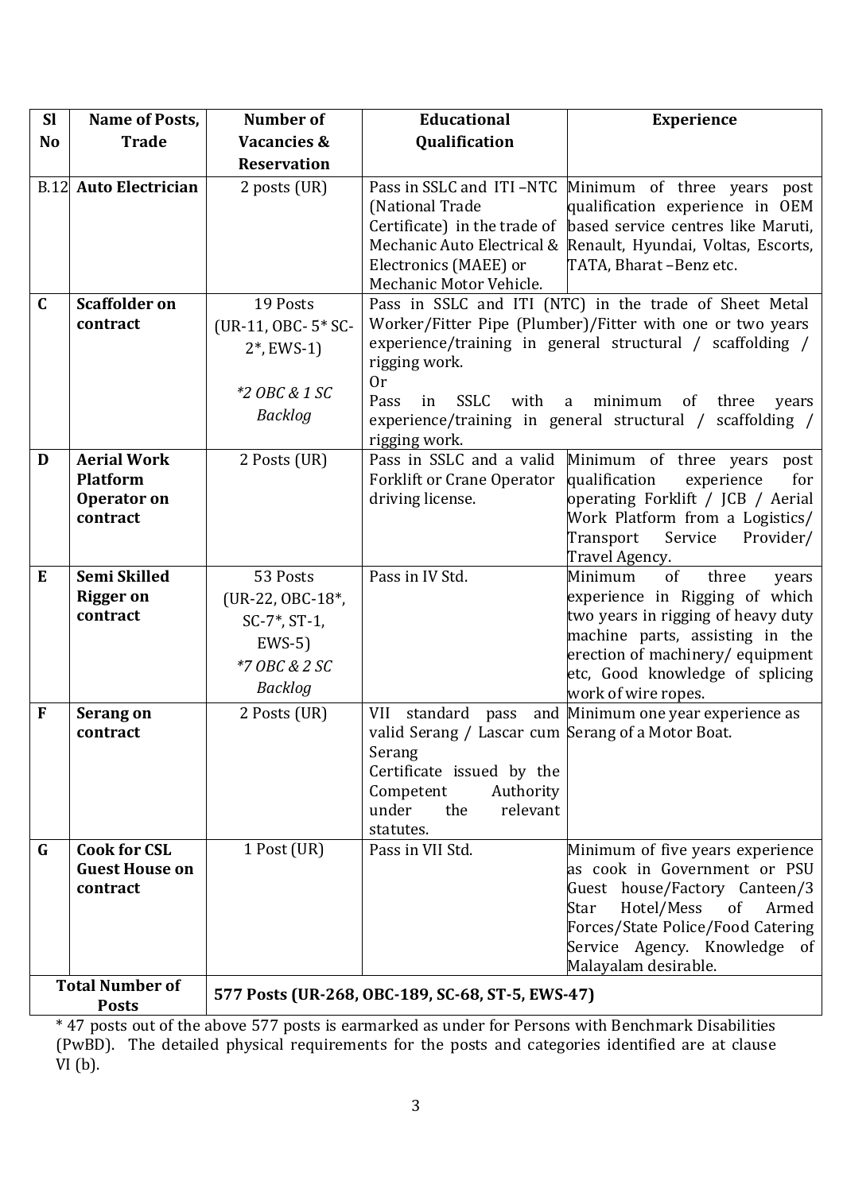| Sl No | Name of Posts, Trade | Number of Vacancies & Reservation | Educational Qualification | Experience |
|---|---|---|---|---|
| B.12 | **Auto Electrician** | 2 posts (UR) | Pass in SSLC and ITI –NTC (National Trade Certificate) in the trade of Mechanic Auto Electrical & Electronics (MAEE) or Mechanic Motor Vehicle. | Minimum of three years post qualification experience in OEM based service centres like Maruti, Renault, Hyundai, Voltas, Escorts, TATA, Bharat –Benz etc. |
| **C** | **Scaffolder on contract** | 19 Posts (UR-11, OBC- 5* SC-2*, EWS-1) *\*2 OBC & 1 SC Backlog* | Pass in SSLC and ITI (NTC) in the trade of Sheet Metal Worker/Fitter Pipe (Plumber)/Fitter with one or two years experience/training in general structural / scaffolding / rigging work. Or Pass in SSLC with a minimum of three years experience/training in general structural / scaffolding / rigging work. | |
| **D** | **Aerial Work Platform Operator on contract** | 2 Posts (UR) | Pass in SSLC and a valid Forklift or Crane Operator driving license. | Minimum of three years post qualification experience for operating Forklift / JCB / Aerial Work Platform from a Logistics/ Transport Service Provider/ Travel Agency. |
| **E** | **Semi Skilled Rigger on contract** | 53 Posts (UR-22, OBC-18*, SC-7*, ST-1, EWS-5) *\*7 OBC & 2 SC Backlog* | Pass in IV Std. | Minimum of three years experience in Rigging of which two years in rigging of heavy duty machine parts, assisting in the erection of machinery/ equipment etc, Good knowledge of splicing work of wire ropes. |
| **F** | **Serang on contract** | 2 Posts (UR) | VII standard pass and valid Serang / Lascar cum Serang Certificate issued by the Competent Authority under the relevant statutes. | Minimum one year experience as Serang of a Motor Boat. |
| **G** | **Cook for CSL Guest House on contract** | 1 Post (UR) | Pass in VII Std. | Minimum of five years experience as cook in Government or PSU Guest house/Factory Canteen/3 Star Hotel/Mess of Armed Forces/State Police/Food Catering Service Agency. Knowledge of Malayalam desirable. |
| **Total Number of Posts** | | **577 Posts (UR-268, OBC-189, SC-68, ST-5, EWS-47)** | | |

\* 47 posts out of the above 577 posts is earmarked as under for Persons with Benchmark Disabilities (PwBD). The detailed physical requirements for the posts and categories identified are at clause VI (b).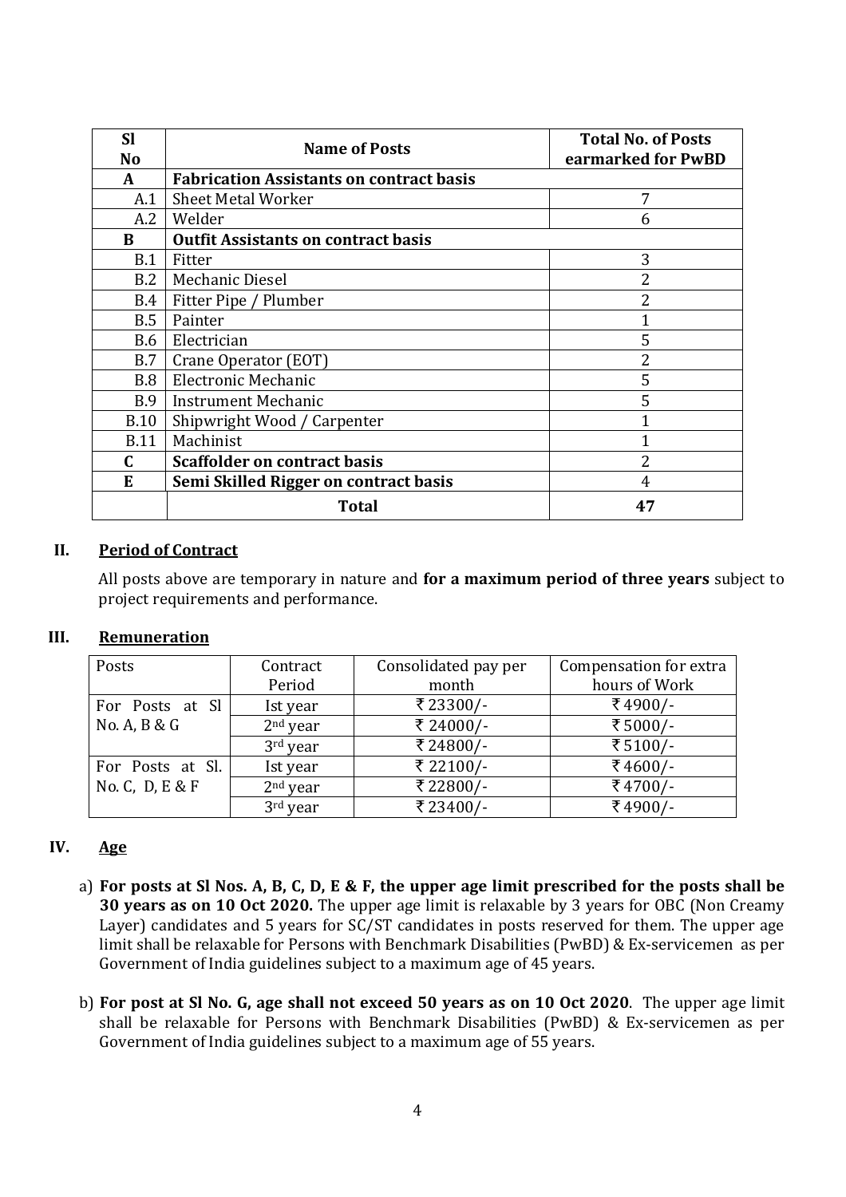| Sl No | Name of Posts | Total No. of Posts earmarked for PwBD |
|---|---|---|
| **A** | **Fabrication Assistants on contract basis** | |
| A.1 | Sheet Metal Worker | 7 |
| A.2 | Welder | 6 |
| **B** | **Outfit Assistants on contract basis** | |
| B.1 | Fitter | 3 |
| B.2 | Mechanic Diesel | 2 |
| B.4 | Fitter Pipe / Plumber | 2 |
| B.5 | Painter | 1 |
| B.6 | Electrician | 5 |
| B.7 | Crane Operator (EOT) | 2 |
| B.8 | Electronic Mechanic | 5 |
| B.9 | Instrument Mechanic | 5 |
| B.10 | Shipwright Wood / Carpenter | 1 |
| B.11 | Machinist | 1 |
| **C** | **Scaffolder on contract basis** | 2 |
| **E** | **Semi Skilled Rigger on contract basis** | 4 |
| | **Total** | **47** |

## II. Period of Contract

All posts above are temporary in nature and **for a maximum period of three years** subject to project requirements and performance.

## III. Remuneration

| Posts | Contract Period | Consolidated pay per month | Compensation for extra hours of Work |
|---|---|---|---|
| For Posts at Sl No. A, B & G | Ist year | ₹ 23300/- | ₹ 4900/- |
| | 2nd year | ₹ 24000/- | ₹ 5000/- |
| | 3rd year | ₹ 24800/- | ₹ 5100/- |
| For Posts at Sl. No. C, D, E & F | Ist year | ₹ 22100/- | ₹ 4600/- |
| | 2nd year | ₹ 22800/- | ₹ 4700/- |
| | 3rd year | ₹ 23400/- | ₹ 4900/- |

## IV. Age

a) **For posts at Sl Nos. A, B, C, D, E & F, the upper age limit prescribed for the posts shall be 30 years as on 10 Oct 2020.** The upper age limit is relaxable by 3 years for OBC (Non Creamy Layer) candidates and 5 years for SC/ST candidates in posts reserved for them. The upper age limit shall be relaxable for Persons with Benchmark Disabilities (PwBD) & Ex-servicemen as per Government of India guidelines subject to a maximum age of 45 years.

b) **For post at Sl No. G, age shall not exceed 50 years as on 10 Oct 2020**. The upper age limit shall be relaxable for Persons with Benchmark Disabilities (PwBD) & Ex-servicemen as per Government of India guidelines subject to a maximum age of 55 years.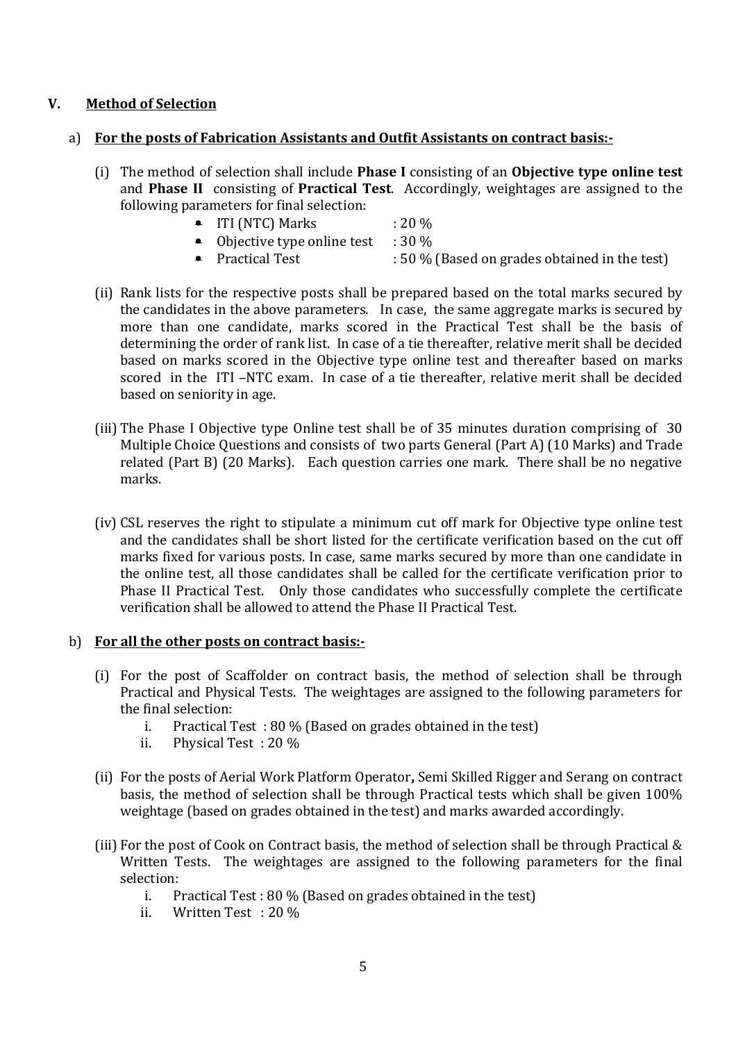## V. Method of Selection

### a) For the posts of Fabrication Assistants and Outfit Assistants on contract basis:-

(i) The method of selection shall include **Phase I** consisting of an **Objective type online test** and **Phase II** consisting of **Practical Test**. Accordingly, weightages are assigned to the following parameters for final selection:

- ITI (NTC) Marks : 20 %
- Objective type online test : 30 %
- Practical Test : 50 % (Based on grades obtained in the test)

(ii) Rank lists for the respective posts shall be prepared based on the total marks secured by the candidates in the above parameters. In case, the same aggregate marks is secured by more than one candidate, marks scored in the Practical Test shall be the basis of determining the order of rank list. In case of a tie thereafter, relative merit shall be decided based on marks scored in the Objective type online test and thereafter based on marks scored in the ITI –NTC exam. In case of a tie thereafter, relative merit shall be decided based on seniority in age.

(iii) The Phase I Objective type Online test shall be of 35 minutes duration comprising of 30 Multiple Choice Questions and consists of two parts General (Part A) (10 Marks) and Trade related (Part B) (20 Marks). Each question carries one mark. There shall be no negative marks.

(iv) CSL reserves the right to stipulate a minimum cut off mark for Objective type online test and the candidates shall be short listed for the certificate verification based on the cut off marks fixed for various posts. In case, same marks secured by more than one candidate in the online test, all those candidates shall be called for the certificate verification prior to Phase II Practical Test. Only those candidates who successfully complete the certificate verification shall be allowed to attend the Phase II Practical Test.

### b) For all the other posts on contract basis:-

(i) For the post of Scaffolder on contract basis, the method of selection shall be through Practical and Physical Tests. The weightages are assigned to the following parameters for the final selection:

  i. Practical Test : 80 % (Based on grades obtained in the test)
  ii. Physical Test : 20 %

(ii) For the posts of Aerial Work Platform Operator**,** Semi Skilled Rigger and Serang on contract basis, the method of selection shall be through Practical tests which shall be given 100% weightage (based on grades obtained in the test) and marks awarded accordingly.

(iii) For the post of Cook on Contract basis, the method of selection shall be through Practical & Written Tests. The weightages are assigned to the following parameters for the final selection:

  i. Practical Test : 80 % (Based on grades obtained in the test)
  ii. Written Test : 20 %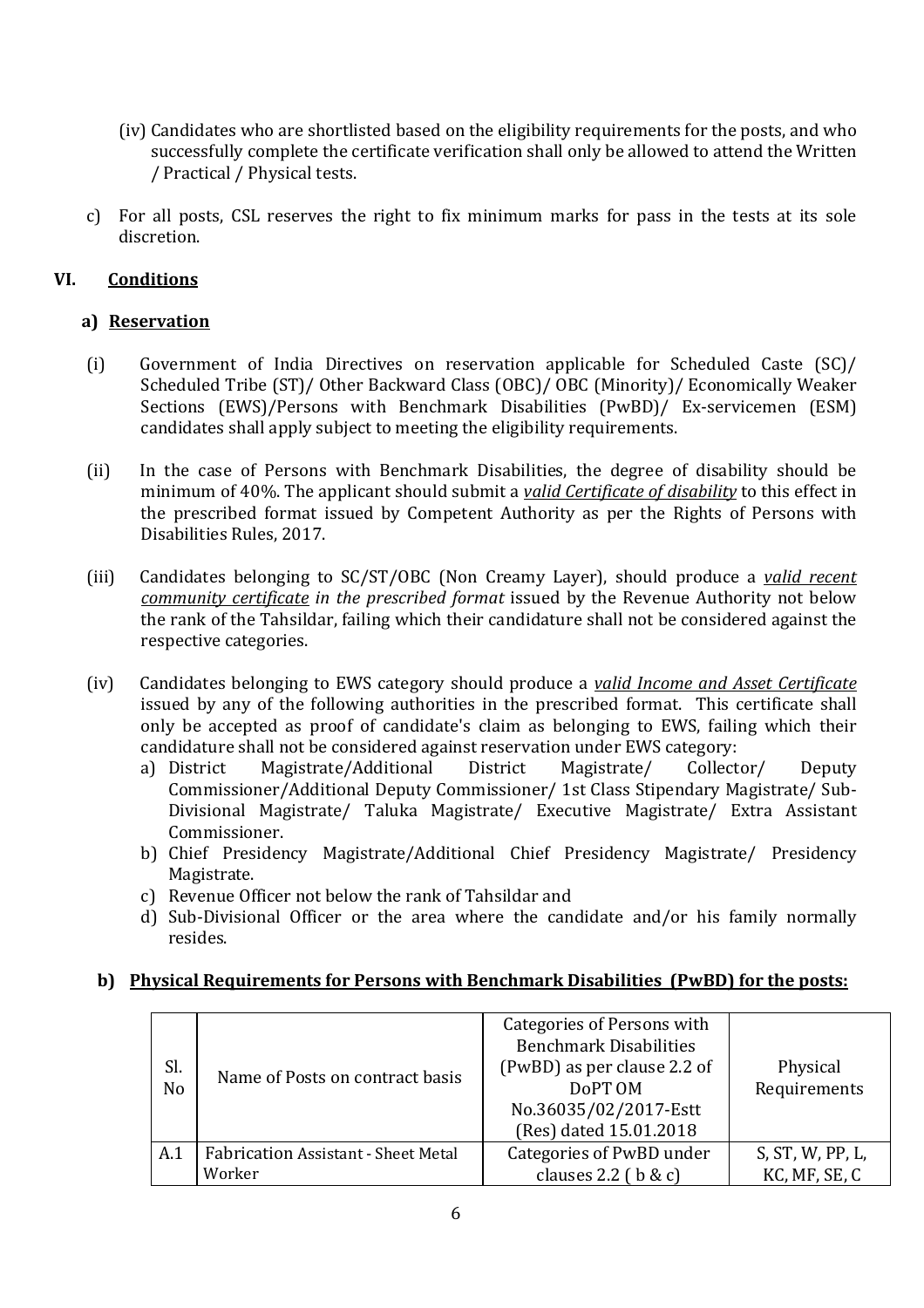(iv) Candidates who are shortlisted based on the eligibility requirements for the posts, and who successfully complete the certificate verification shall only be allowed to attend the Written / Practical / Physical tests.

c) For all posts, CSL reserves the right to fix minimum marks for pass in the tests at its sole discretion.

## VI. Conditions

### a) Reservation

(i) Government of India Directives on reservation applicable for Scheduled Caste (SC)/ Scheduled Tribe (ST)/ Other Backward Class (OBC)/ OBC (Minority)/ Economically Weaker Sections (EWS)/Persons with Benchmark Disabilities (PwBD)/ Ex-servicemen (ESM) candidates shall apply subject to meeting the eligibility requirements.

(ii) In the case of Persons with Benchmark Disabilities, the degree of disability should be minimum of 40%. The applicant should submit a ***valid Certificate of disability*** to this effect in the prescribed format issued by Competent Authority as per the Rights of Persons with Disabilities Rules, 2017.

(iii) Candidates belonging to SC/ST/OBC (Non Creamy Layer), should produce a ***valid recent community certificate*** *in the prescribed format* issued by the Revenue Authority not below the rank of the Tahsildar, failing which their candidature shall not be considered against the respective categories.

(iv) Candidates belonging to EWS category should produce a ***valid Income and Asset Certificate*** issued by any of the following authorities in the prescribed format. This certificate shall only be accepted as proof of candidate's claim as belonging to EWS, failing which their candidature shall not be considered against reservation under EWS category:

a) District Magistrate/Additional District Magistrate/ Collector/ Deputy Commissioner/Additional Deputy Commissioner/ 1st Class Stipendary Magistrate/ Sub-Divisional Magistrate/ Taluka Magistrate/ Executive Magistrate/ Extra Assistant Commissioner.
b) Chief Presidency Magistrate/Additional Chief Presidency Magistrate/ Presidency Magistrate.
c) Revenue Officer not below the rank of Tahsildar and
d) Sub-Divisional Officer or the area where the candidate and/or his family normally resides.

### b) Physical Requirements for Persons with Benchmark Disabilities (PwBD) for the posts:

| Sl. No | Name of Posts on contract basis | Categories of Persons with Benchmark Disabilities (PwBD) as per clause 2.2 of DoPT OM No.36035/02/2017-Estt (Res) dated 15.01.2018 | Physical Requirements |
|---|---|---|---|
| A.1 | Fabrication Assistant - Sheet Metal Worker | Categories of PwBD under clauses 2.2 ( b & c) | S, ST, W, PP, L, KC, MF, SE, C |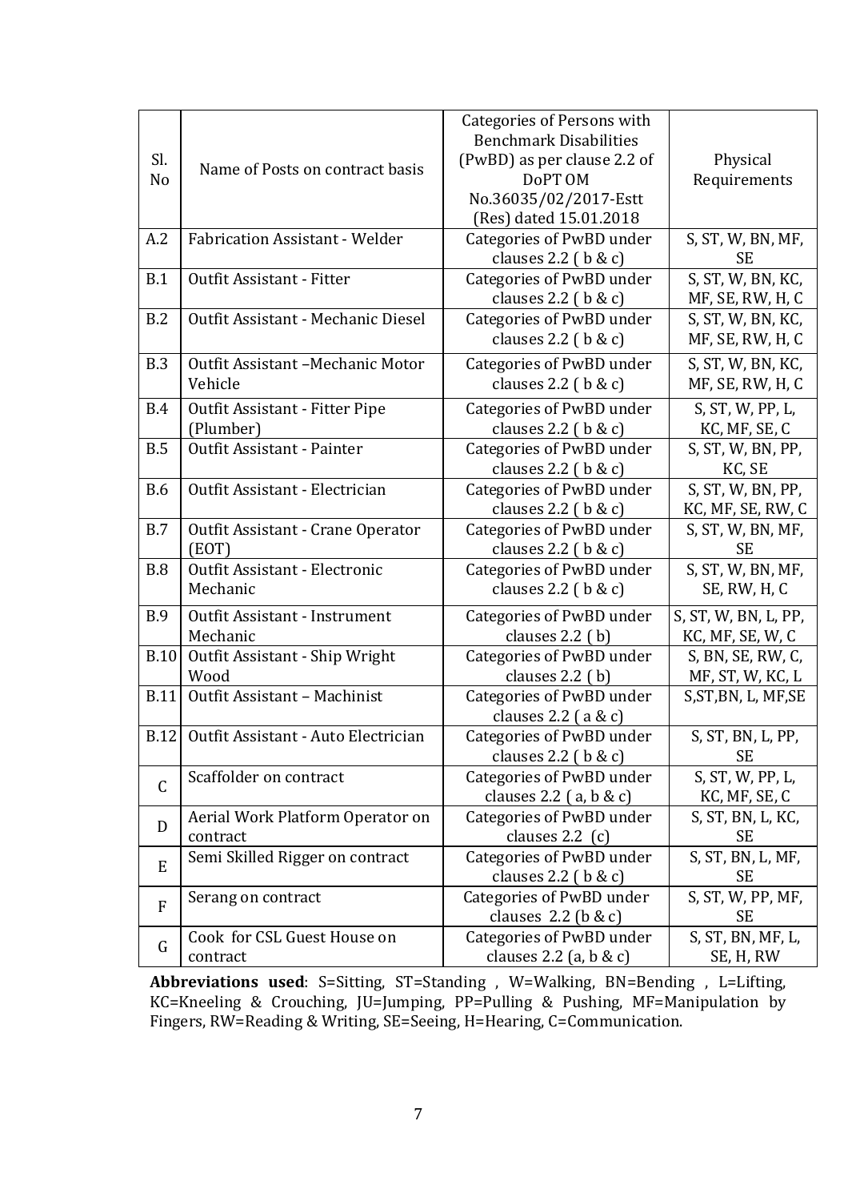| Sl. No | Name of Posts on contract basis | Categories of Persons with Benchmark Disabilities (PwBD) as per clause 2.2 of DoPT OM No.36035/02/2017-Estt (Res) dated 15.01.2018 | Physical Requirements |
|---|---|---|---|
| A.2 | Fabrication Assistant - Welder | Categories of PwBD under clauses 2.2 ( b & c) | S, ST, W, BN, MF, SE |
| B.1 | Outfit Assistant - Fitter | Categories of PwBD under clauses 2.2 ( b & c) | S, ST, W, BN, KC, MF, SE, RW, H, C |
| B.2 | Outfit Assistant - Mechanic Diesel | Categories of PwBD under clauses 2.2 ( b & c) | S, ST, W, BN, KC, MF, SE, RW, H, C |
| B.3 | Outfit Assistant –Mechanic Motor Vehicle | Categories of PwBD under clauses 2.2 ( b & c) | S, ST, W, BN, KC, MF, SE, RW, H, C |
| B.4 | Outfit Assistant - Fitter Pipe (Plumber) | Categories of PwBD under clauses 2.2 ( b & c) | S, ST, W, PP, L, KC, MF, SE, C |
| B.5 | Outfit Assistant - Painter | Categories of PwBD under clauses 2.2 ( b & c) | S, ST, W, BN, PP, KC, SE |
| B.6 | Outfit Assistant - Electrician | Categories of PwBD under clauses 2.2 ( b & c) | S, ST, W, BN, PP, KC, MF, SE, RW, C |
| B.7 | Outfit Assistant - Crane Operator (EOT) | Categories of PwBD under clauses 2.2 ( b & c) | S, ST, W, BN, MF, SE |
| B.8 | Outfit Assistant - Electronic Mechanic | Categories of PwBD under clauses 2.2 ( b & c) | S, ST, W, BN, MF, SE, RW, H, C |
| B.9 | Outfit Assistant - Instrument Mechanic | Categories of PwBD under clauses 2.2 ( b) | S, ST, W, BN, L, PP, KC, MF, SE, W, C |
| B.10 | Outfit Assistant - Ship Wright Wood | Categories of PwBD under clauses 2.2 ( b) | S, BN, SE, RW, C, MF, ST, W, KC, L |
| B.11 | Outfit Assistant – Machinist | Categories of PwBD under clauses 2.2 ( a & c) | S,ST,BN, L, MF,SE |
| B.12 | Outfit Assistant - Auto Electrician | Categories of PwBD under clauses 2.2 ( b & c) | S, ST, BN, L, PP, SE |
| C | Scaffolder on contract | Categories of PwBD under clauses 2.2 ( a, b & c) | S, ST, W, PP, L, KC, MF, SE, C |
| D | Aerial Work Platform Operator on contract | Categories of PwBD under clauses 2.2 (c) | S, ST, BN, L, KC, SE |
| E | Semi Skilled Rigger on contract | Categories of PwBD under clauses 2.2 ( b & c) | S, ST, BN, L, MF, SE |
| F | Serang on contract | Categories of PwBD under clauses 2.2 (b & c) | S, ST, W, PP, MF, SE |
| G | Cook for CSL Guest House on contract | Categories of PwBD under clauses 2.2 (a, b & c) | S, ST, BN, MF, L, SE, H, RW |

**Abbreviations used**: S=Sitting, ST=Standing , W=Walking, BN=Bending , L=Lifting, KC=Kneeling & Crouching, JU=Jumping, PP=Pulling & Pushing, MF=Manipulation by Fingers, RW=Reading & Writing, SE=Seeing, H=Hearing, C=Communication.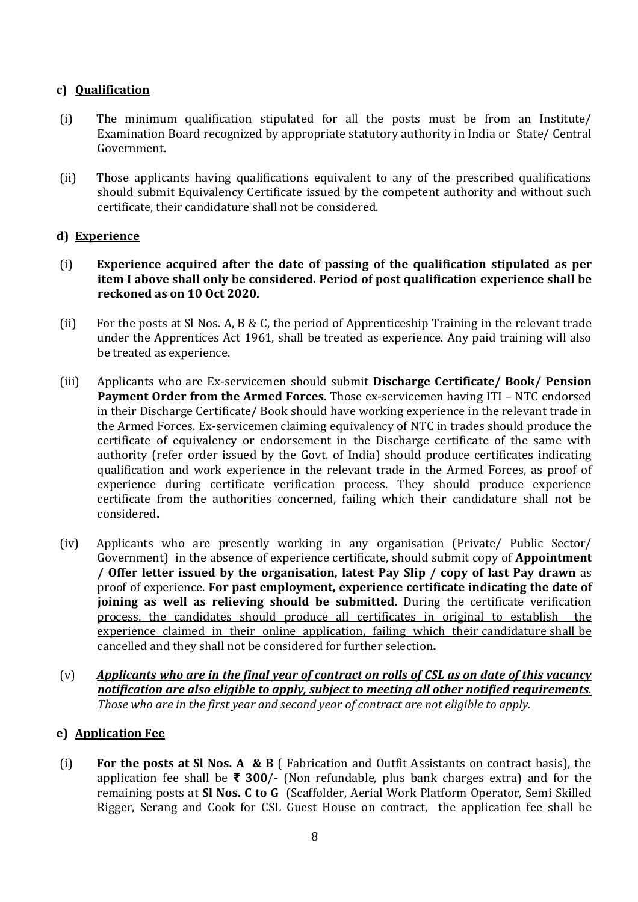**c) <u>Qualification</u>**

(i) The minimum qualification stipulated for all the posts must be from an Institute/ Examination Board recognized by appropriate statutory authority in India or State/ Central Government.

(ii) Those applicants having qualifications equivalent to any of the prescribed qualifications should submit Equivalency Certificate issued by the competent authority and without such certificate, their candidature shall not be considered.

**d) <u>Experience</u>**

(i) **Experience acquired after the date of passing of the qualification stipulated as per item I above shall only be considered. Period of post qualification experience shall be reckoned as on 10 Oct 2020.**

(ii) For the posts at Sl Nos. A, B & C, the period of Apprenticeship Training in the relevant trade under the Apprentices Act 1961, shall be treated as experience. Any paid training will also be treated as experience.

(iii) Applicants who are Ex-servicemen should submit **Discharge Certificate/ Book/ Pension Payment Order from the Armed Forces**. Those ex-servicemen having ITI – NTC endorsed in their Discharge Certificate/ Book should have working experience in the relevant trade in the Armed Forces. Ex-servicemen claiming equivalency of NTC in trades should produce the certificate of equivalency or endorsement in the Discharge certificate of the same with authority (refer order issued by the Govt. of India) should produce certificates indicating qualification and work experience in the relevant trade in the Armed Forces, as proof of experience during certificate verification process. They should produce experience certificate from the authorities concerned, failing which their candidature shall not be considered**.**

(iv) Applicants who are presently working in any organisation (Private/ Public Sector/ Government) in the absence of experience certificate, should submit copy of **Appointment / Offer letter issued by the organisation, latest Pay Slip / copy of last Pay drawn** as proof of experience. **For past employment, experience certificate indicating the date of joining as well as relieving should be submitted.** <u>During the certificate verification process, the candidates should produce all certificates in original to establish the experience claimed in their online application, failing which their candidature shall be cancelled and they shall not be considered for further selection</u>**.**

(v) ***<u>Applicants who are in the final year of contract on rolls of CSL as on date of this vacancy notification are also eligible to apply, subject to meeting all other notified requirements.</u>*** *<u>Those who are in the first year and second year of contract are not eligible to apply.</u>*

**e) <u>Application Fee</u>**

(i) **For the posts at Sl Nos. A & B** ( Fabrication and Outfit Assistants on contract basis), the application fee shall be **₹ 300**/- (Non refundable, plus bank charges extra) and for the remaining posts at **Sl Nos. C to G** (Scaffolder, Aerial Work Platform Operator, Semi Skilled Rigger, Serang and Cook for CSL Guest House on contract, the application fee shall be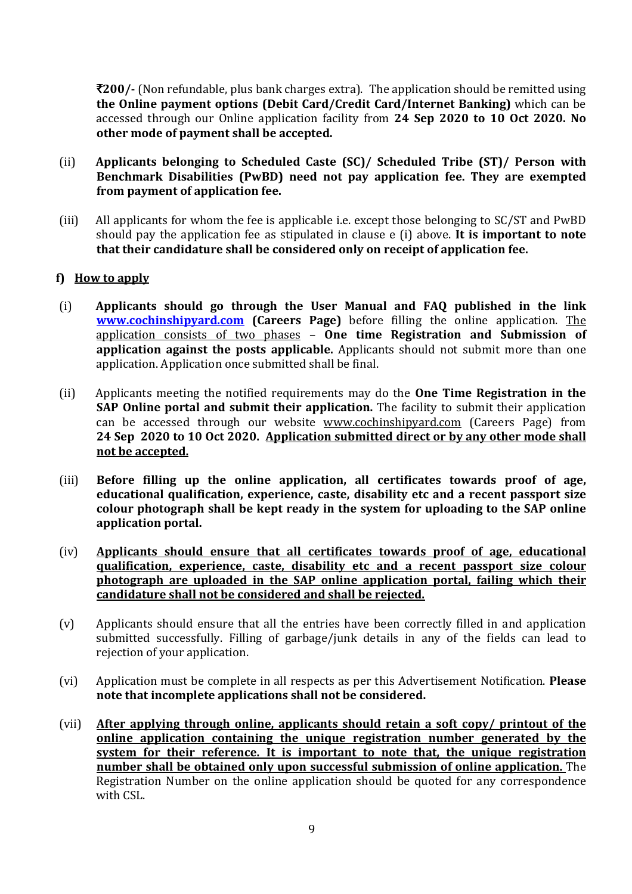**₹200/-** (Non refundable, plus bank charges extra). The application should be remitted using **the Online payment options (Debit Card/Credit Card/Internet Banking)** which can be accessed through our Online application facility from **24 Sep 2020 to 10 Oct 2020. No other mode of payment shall be accepted.**

(ii) **Applicants belonging to Scheduled Caste (SC)/ Scheduled Tribe (ST)/ Person with Benchmark Disabilities (PwBD) need not pay application fee. They are exempted from payment of application fee.**

(iii) All applicants for whom the fee is applicable i.e. except those belonging to SC/ST and PwBD should pay the application fee as stipulated in clause e (i) above. **It is important to note that their candidature shall be considered only on receipt of application fee.**

**f) How to apply**

(i) **Applicants should go through the User Manual and FAQ published in the link [www.cochinshipyard.com](http://www.cochinshipyard.com) (Careers Page)** before filling the online application. The application consists of two phases – **One time Registration and Submission of application against the posts applicable.** Applicants should not submit more than one application. Application once submitted shall be final.

(ii) Applicants meeting the notified requirements may do the **One Time Registration in the SAP Online portal and submit their application.** The facility to submit their application can be accessed through our website www.cochinshipyard.com (Careers Page) from **24 Sep 2020 to 10 Oct 2020. Application submitted direct or by any other mode shall not be accepted.**

(iii) **Before filling up the online application, all certificates towards proof of age, educational qualification, experience, caste, disability etc and a recent passport size colour photograph shall be kept ready in the system for uploading to the SAP online application portal.**

(iv) **Applicants should ensure that all certificates towards proof of age, educational qualification, experience, caste, disability etc and a recent passport size colour photograph are uploaded in the SAP online application portal, failing which their candidature shall not be considered and shall be rejected.**

(v) Applicants should ensure that all the entries have been correctly filled in and application submitted successfully. Filling of garbage/junk details in any of the fields can lead to rejection of your application.

(vi) Application must be complete in all respects as per this Advertisement Notification. **Please note that incomplete applications shall not be considered.**

(vii) **After applying through online, applicants should retain a soft copy/ printout of the online application containing the unique registration number generated by the system for their reference. It is important to note that, the unique registration number shall be obtained only upon successful submission of online application.** The Registration Number on the online application should be quoted for any correspondence with CSL.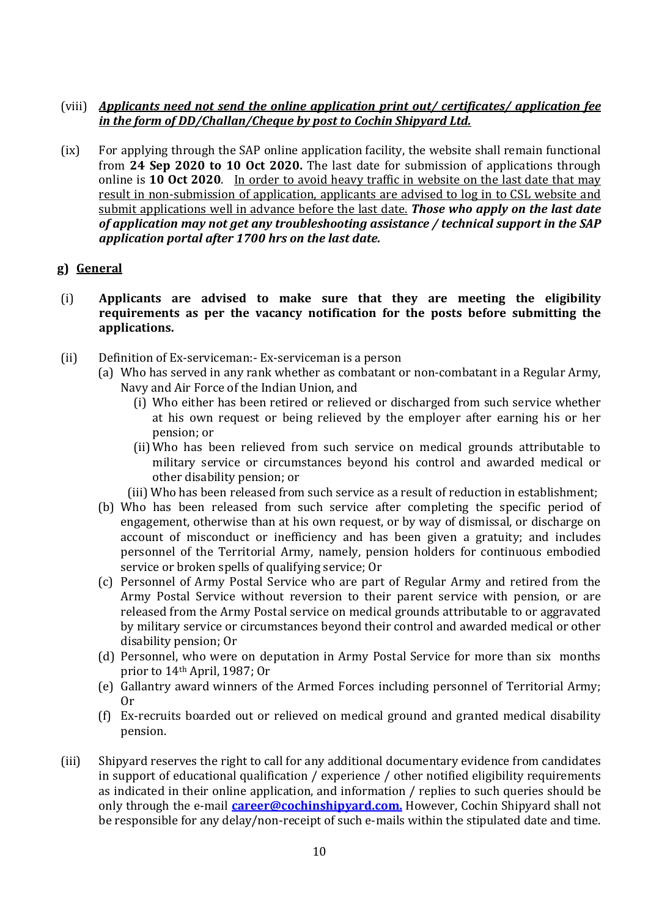(viii) ***Applicants need not send the online application print out/ certificates/ application fee in the form of DD/Challan/Cheque by post to Cochin Shipyard Ltd.***

(ix) For applying through the SAP online application facility, the website shall remain functional from **24 Sep 2020 to 10 Oct 2020.** The last date for submission of applications through online is **10 Oct 2020**. In order to avoid heavy traffic in website on the last date that may result in non-submission of application, applicants are advised to log in to CSL website and submit applications well in advance before the last date. ***Those who apply on the last date of application may not get any troubleshooting assistance / technical support in the SAP application portal after 1700 hrs on the last date.***

**g) General**

(i) **Applicants are advised to make sure that they are meeting the eligibility requirements as per the vacancy notification for the posts before submitting the applications.**

(ii) Definition of Ex-serviceman:- Ex-serviceman is a person

(a) Who has served in any rank whether as combatant or non-combatant in a Regular Army, Navy and Air Force of the Indian Union, and

(i) Who either has been retired or relieved or discharged from such service whether at his own request or being relieved by the employer after earning his or her pension; or

(ii) Who has been relieved from such service on medical grounds attributable to military service or circumstances beyond his control and awarded medical or other disability pension; or

(iii) Who has been released from such service as a result of reduction in establishment;

(b) Who has been released from such service after completing the specific period of engagement, otherwise than at his own request, or by way of dismissal, or discharge on account of misconduct or inefficiency and has been given a gratuity; and includes personnel of the Territorial Army, namely, pension holders for continuous embodied service or broken spells of qualifying service; Or

(c) Personnel of Army Postal Service who are part of Regular Army and retired from the Army Postal Service without reversion to their parent service with pension, or are released from the Army Postal service on medical grounds attributable to or aggravated by military service or circumstances beyond their control and awarded medical or other disability pension; Or

(d) Personnel, who were on deputation in Army Postal Service for more than six months prior to 14th April, 1987; Or

(e) Gallantry award winners of the Armed Forces including personnel of Territorial Army; Or

(f) Ex-recruits boarded out or relieved on medical ground and granted medical disability pension.

(iii) Shipyard reserves the right to call for any additional documentary evidence from candidates in support of educational qualification / experience / other notified eligibility requirements as indicated in their online application, and information / replies to such queries should be only through the e-mail **career@cochinshipyard.com.** However, Cochin Shipyard shall not be responsible for any delay/non-receipt of such e-mails within the stipulated date and time.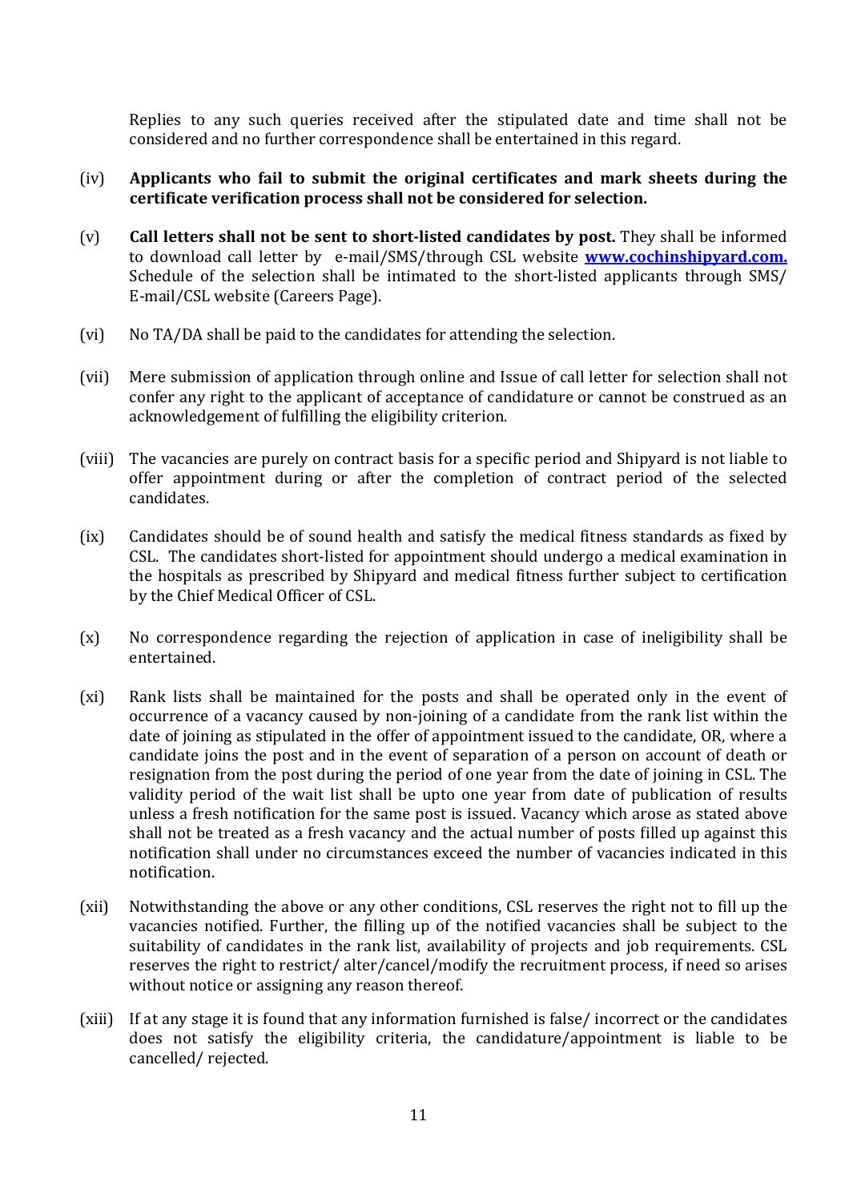Replies to any such queries received after the stipulated date and time shall not be considered and no further correspondence shall be entertained in this regard.

(iv) **Applicants who fail to submit the original certificates and mark sheets during the certificate verification process shall not be considered for selection.**

(v) **Call letters shall not be sent to short-listed candidates by post.** They shall be informed to download call letter by e-mail/SMS/through CSL website **[www.cochinshipyard.com.](http://www.cochinshipyard.com)** Schedule of the selection shall be intimated to the short-listed applicants through SMS/ E-mail/CSL website (Careers Page).

(vi) No TA/DA shall be paid to the candidates for attending the selection.

(vii) Mere submission of application through online and Issue of call letter for selection shall not confer any right to the applicant of acceptance of candidature or cannot be construed as an acknowledgement of fulfilling the eligibility criterion.

(viii) The vacancies are purely on contract basis for a specific period and Shipyard is not liable to offer appointment during or after the completion of contract period of the selected candidates.

(ix) Candidates should be of sound health and satisfy the medical fitness standards as fixed by CSL. The candidates short-listed for appointment should undergo a medical examination in the hospitals as prescribed by Shipyard and medical fitness further subject to certification by the Chief Medical Officer of CSL.

(x) No correspondence regarding the rejection of application in case of ineligibility shall be entertained.

(xi) Rank lists shall be maintained for the posts and shall be operated only in the event of occurrence of a vacancy caused by non-joining of a candidate from the rank list within the date of joining as stipulated in the offer of appointment issued to the candidate, OR, where a candidate joins the post and in the event of separation of a person on account of death or resignation from the post during the period of one year from the date of joining in CSL. The validity period of the wait list shall be upto one year from date of publication of results unless a fresh notification for the same post is issued. Vacancy which arose as stated above shall not be treated as a fresh vacancy and the actual number of posts filled up against this notification shall under no circumstances exceed the number of vacancies indicated in this notification.

(xii) Notwithstanding the above or any other conditions, CSL reserves the right not to fill up the vacancies notified. Further, the filling up of the notified vacancies shall be subject to the suitability of candidates in the rank list, availability of projects and job requirements. CSL reserves the right to restrict/ alter/cancel/modify the recruitment process, if need so arises without notice or assigning any reason thereof.

(xiii) If at any stage it is found that any information furnished is false/ incorrect or the candidates does not satisfy the eligibility criteria, the candidature/appointment is liable to be cancelled/ rejected.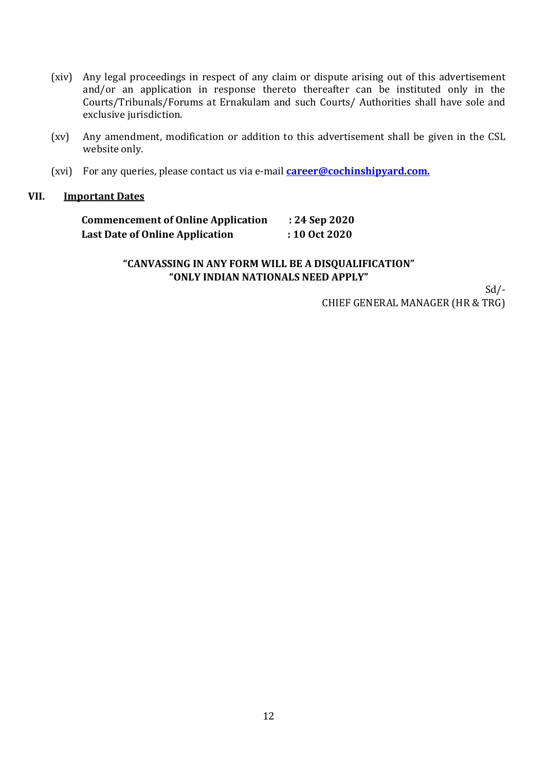(xiv) Any legal proceedings in respect of any claim or dispute arising out of this advertisement and/or an application in response thereto thereafter can be instituted only in the Courts/Tribunals/Forums at Ernakulam and such Courts/ Authorities shall have sole and exclusive jurisdiction.

(xv) Any amendment, modification or addition to this advertisement shall be given in the CSL website only.

(xvi) For any queries, please contact us via e-mail **career@cochinshipyard.com.**

## VII. Important Dates

| | |
|---|---|
| **Commencement of Online Application** | **: 24 Sep 2020** |
| **Last Date of Online Application** | **: 10 Oct 2020** |

**"CANVASSING IN ANY FORM WILL BE A DISQUALIFICATION"**
**"ONLY INDIAN NATIONALS NEED APPLY"**

Sd/-
CHIEF GENERAL MANAGER (HR & TRG)